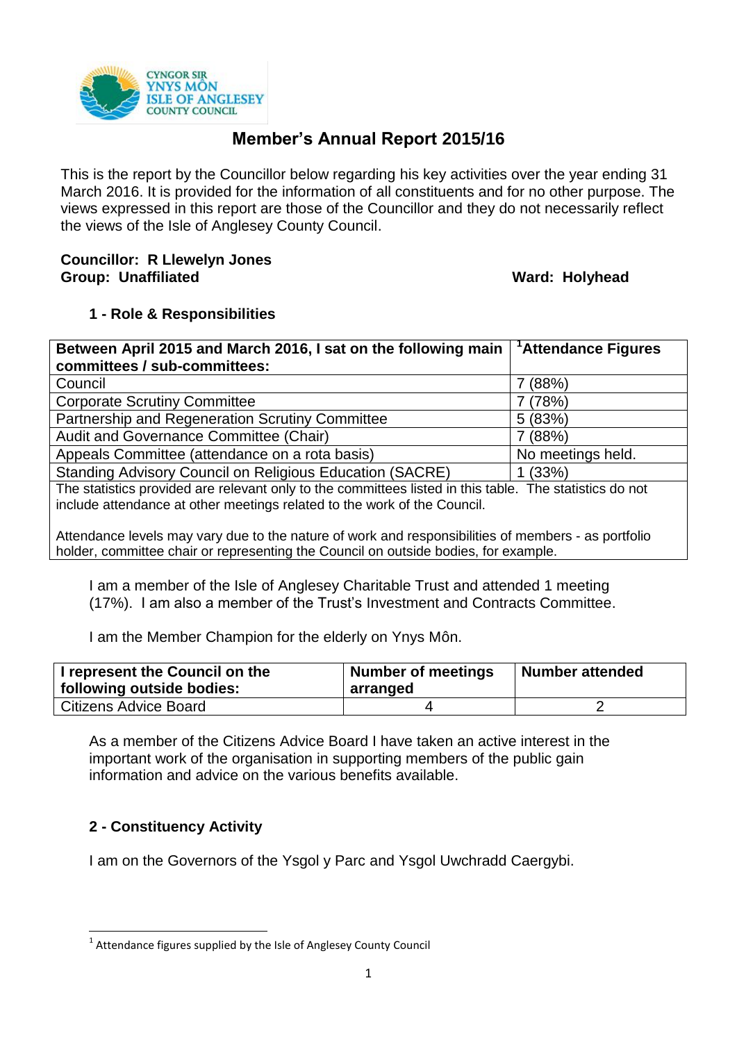# Member's Annual Report 2015/16

This is the report by the Councillor below regarding his key activities over the year ending 31 March 2016. It is provided for the information of all constituents and for no other purpose. The views expressed in this report are those of the Councillor and they do not necessarily reflect the views of the Isle of Anglesey County Council.

**Councillor: R Llewelyn Jones**
**Group: Unaffiliated** **Ward: Holyhead**

## 1 - Role & Responsibilities

| Between April 2015 and March 2016, I sat on the following main committees / sub-committees: | [1]Attendance Figures |
|---|---|
| Council | 7 (88%) |
| Corporate Scrutiny Committee | 7 (78%) |
| Partnership and Regeneration Scrutiny Committee | 5 (83%) |
| Audit and Governance Committee (Chair) | 7 (88%) |
| Appeals Committee (attendance on a rota basis) | No meetings held. |
| Standing Advisory Council on Religious Education (SACRE) | 1 (33%) |
| The statistics provided are relevant only to the committees listed in this table. The statistics do not include attendance at other meetings related to the work of the Council. Attendance levels may vary due to the nature of work and responsibilities of members - as portfolio holder, committee chair or representing the Council on outside bodies, for example. | |

I am a member of the Isle of Anglesey Charitable Trust and attended 1 meeting (17%). I am also a member of the Trust's Investment and Contracts Committee.

I am the Member Champion for the elderly on Ynys Môn.

| I represent the Council on the following outside bodies: | Number of meetings arranged | Number attended |
|---|---|---|
| Citizens Advice Board | 4 | 2 |

As a member of the Citizens Advice Board I have taken an active interest in the important work of the organisation in supporting members of the public gain information and advice on the various benefits available.

## 2 - Constituency Activity

I am on the Governors of the Ysgol y Parc and Ysgol Uwchradd Caergybi.

[1] Attendance figures supplied by the Isle of Anglesey County Council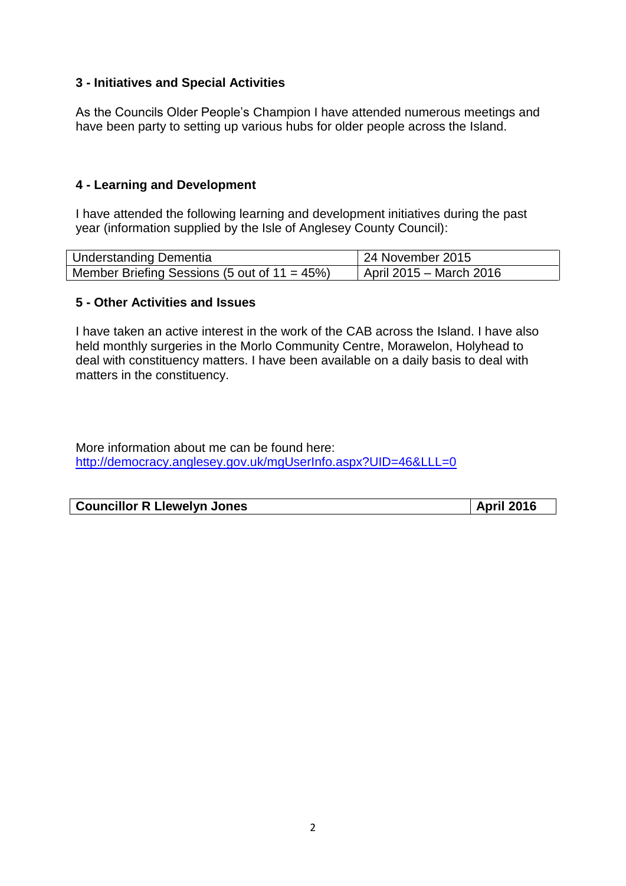### 3 - Initiatives and Special Activities

As the Councils Older People's Champion I have attended numerous meetings and have been party to setting up various hubs for older people across the Island.

### 4 - Learning and Development

I have attended the following learning and development initiatives during the past year (information supplied by the Isle of Anglesey County Council):

| | |
|---|---|
| Understanding Dementia | 24 November 2015 |
| Member Briefing Sessions (5 out of 11 = 45%) | April 2015 – March 2016 |

### 5 - Other Activities and Issues

I have taken an active interest in the work of the CAB across the Island. I have also held monthly surgeries in the Morlo Community Centre, Morawelon, Holyhead to deal with constituency matters. I have been available on a daily basis to deal with matters in the constituency.

More information about me can be found here:
[http://democracy.anglesey.gov.uk/mgUserInfo.aspx?UID=46&LLL=0](http://democracy.anglesey.gov.uk/mgUserInfo.aspx?UID=46&LLL=0)

| | |
|---|---|
| **Councillor R Llewelyn Jones** | **April 2016** |